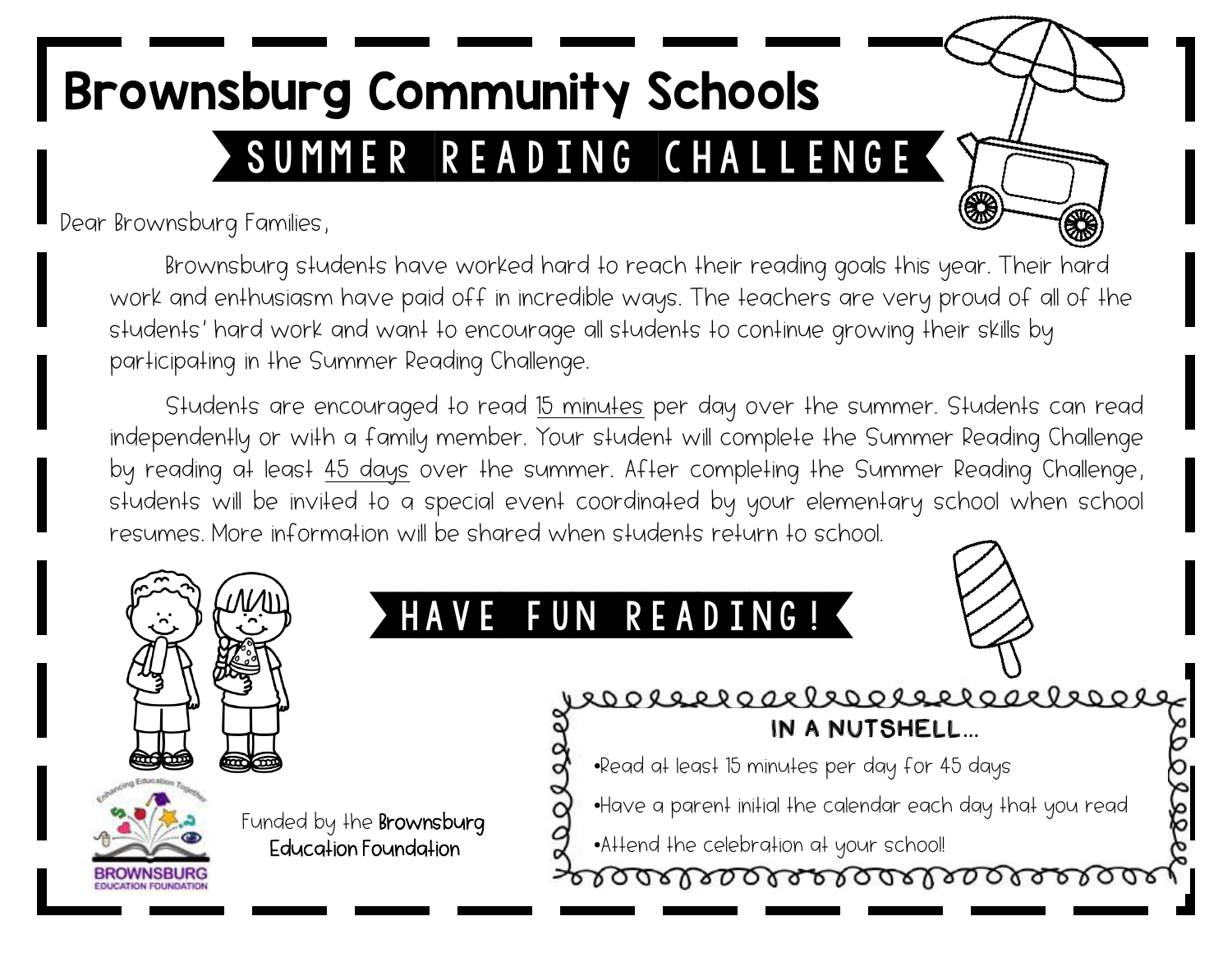# Brownsburg Community Schools

## SUMMER READING CHALLENGE

Dear Brownsburg Families,

Brownsburg students have worked hard to reach their reading goals this year. Their hard work and enthusiasm have paid off in incredible ways. The teachers are very proud of all of the students' hard work and want to encourage all students to continue growing their skills by participating in the Summer Reading Challenge.

Students are encouraged to read <u>15 minutes</u> per day over the summer. Students can read independently or with a family member. Your student will complete the Summer Reading Challenge by reading at least <u>45 days</u> over the summer. After completing the Summer Reading Challenge, students will be invited to a special event coordinated by your elementary school when school resumes. More information will be shared when students return to school.

## HAVE FUN READING!

Funded by the **Brownsburg Education Foundation**

**IN A NUTSHELL...**

- Read at least 15 minutes per day for 45 days
- Have a parent initial the calendar each day that you read
- Attend the celebration at your school!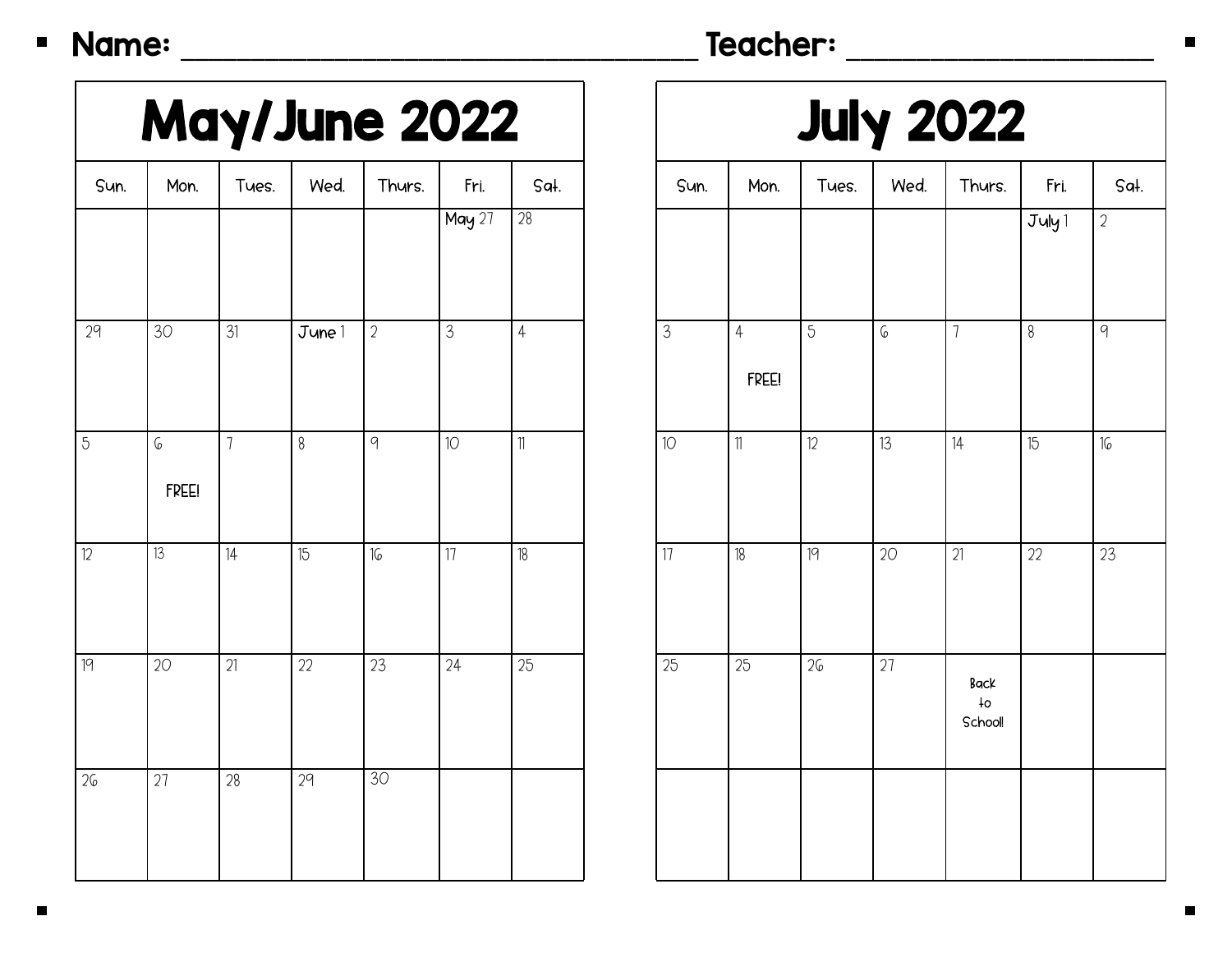Name: ______________________________ Teacher: ____________________

## May/June 2022

| Sun. | Mon. | Tues. | Wed. | Thurs. | Fri. | Sat. |
|---|---|---|---|---|---|---|
| | | | | | May 27 | 28 |
| 29 | 30 | 31 | June 1 | 2 | 3 | 4 |
| 5 | 6 FREE! | 7 | 8 | 9 | 10 | 11 |
| 12 | 13 | 14 | 15 | 16 | 17 | 18 |
| 19 | 20 | 21 | 22 | 23 | 24 | 25 |
| 26 | 27 | 28 | 29 | 30 | | |

## July 2022

| Sun. | Mon. | Tues. | Wed. | Thurs. | Fri. | Sat. |
|---|---|---|---|---|---|---|
| | | | | | July 1 | 2 |
| 3 | 4 FREE! | 5 | 6 | 7 | 8 | 9 |
| 10 | 11 | 12 | 13 | 14 | 15 | 16 |
| 17 | 18 | 19 | 20 | 21 | 22 | 23 |
| 25 | 25 | 26 | 27 | Back to School! | | |
| | | | | | | |